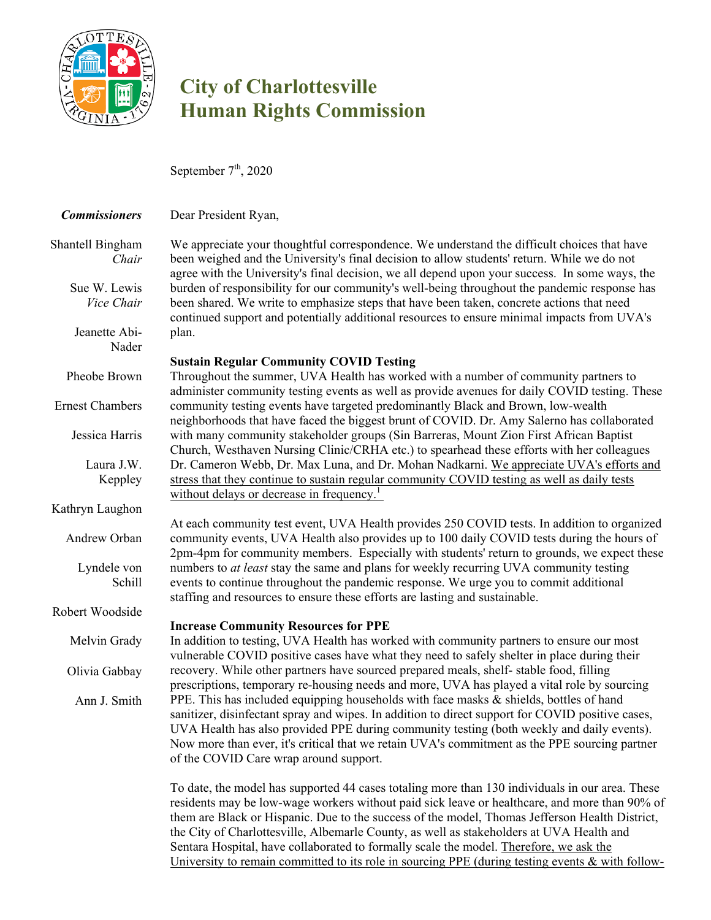# City of Charlottesville
# Human Rights Commission

September 7th, 2020

***Commissioners***

Shantell Bingham *Chair*

Sue W. Lewis *Vice Chair*

Jeanette Abi-Nader

Pheobe Brown

Ernest Chambers

Jessica Harris

Laura J.W. Keppley

Kathryn Laughon

Andrew Orban

Lyndele von Schill

Robert Woodside

Melvin Grady

Olivia Gabbay

Ann J. Smith

Dear President Ryan,

We appreciate your thoughtful correspondence. We understand the difficult choices that have been weighed and the University's final decision to allow students' return. While we do not agree with the University's final decision, we all depend upon your success. In some ways, the burden of responsibility for our community's well-being throughout the pandemic response has been shared. We write to emphasize steps that have been taken, concrete actions that need continued support and potentially additional resources to ensure minimal impacts from UVA's plan.

**Sustain Regular Community COVID Testing**

Throughout the summer, UVA Health has worked with a number of community partners to administer community testing events as well as provide avenues for daily COVID testing. These community testing events have targeted predominantly Black and Brown, low-wealth neighborhoods that have faced the biggest brunt of COVID. Dr. Amy Salerno has collaborated with many community stakeholder groups (Sin Barreras, Mount Zion First African Baptist Church, Westhaven Nursing Clinic/CRHA etc.) to spearhead these efforts with her colleagues Dr. Cameron Webb, Dr. Max Luna, and Dr. Mohan Nadkarni. We appreciate UVA's efforts and stress that they continue to sustain regular community COVID testing as well as daily tests without delays or decrease in frequency.[1]

At each community test event, UVA Health provides 250 COVID tests. In addition to organized community events, UVA Health also provides up to 100 daily COVID tests during the hours of 2pm-4pm for community members. Especially with students' return to grounds, we expect these numbers to *at least* stay the same and plans for weekly recurring UVA community testing events to continue throughout the pandemic response. We urge you to commit additional staffing and resources to ensure these efforts are lasting and sustainable.

**Increase Community Resources for PPE**

In addition to testing, UVA Health has worked with community partners to ensure our most vulnerable COVID positive cases have what they need to safely shelter in place during their recovery. While other partners have sourced prepared meals, shelf- stable food, filling prescriptions, temporary re-housing needs and more, UVA has played a vital role by sourcing PPE. This has included equipping households with face masks & shields, bottles of hand sanitizer, disinfectant spray and wipes. In addition to direct support for COVID positive cases, UVA Health has also provided PPE during community testing (both weekly and daily events). Now more than ever, it's critical that we retain UVA's commitment as the PPE sourcing partner of the COVID Care wrap around support.

To date, the model has supported 44 cases totaling more than 130 individuals in our area. These residents may be low-wage workers without paid sick leave or healthcare, and more than 90% of them are Black or Hispanic. Due to the success of the model, Thomas Jefferson Health District, the City of Charlottesville, Albemarle County, as well as stakeholders at UVA Health and Sentara Hospital, have collaborated to formally scale the model. Therefore, we ask the University to remain committed to its role in sourcing PPE (during testing events & with follow-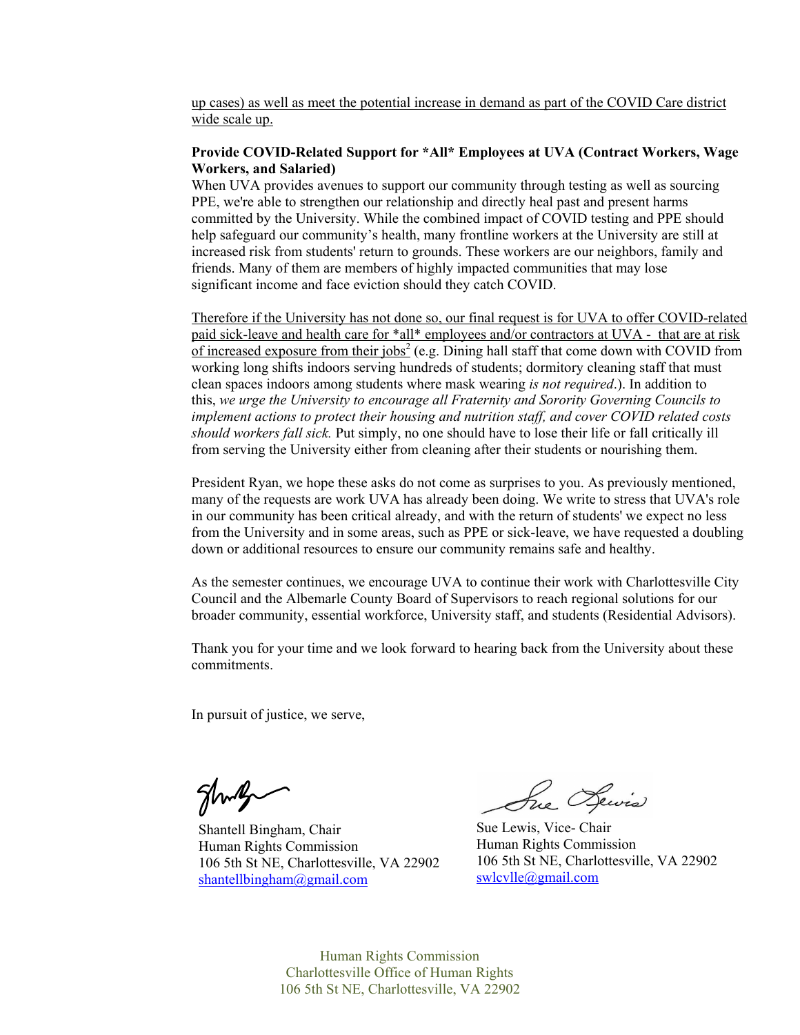up cases) as well as meet the potential increase in demand as part of the COVID Care district wide scale up.

**Provide COVID-Related Support for *All* Employees at UVA (Contract Workers, Wage Workers, and Salaried)**

When UVA provides avenues to support our community through testing as well as sourcing PPE, we're able to strengthen our relationship and directly heal past and present harms committed by the University. While the combined impact of COVID testing and PPE should help safeguard our community's health, many frontline workers at the University are still at increased risk from students' return to grounds. These workers are our neighbors, family and friends. Many of them are members of highly impacted communities that may lose significant income and face eviction should they catch COVID.

Therefore if the University has not done so, our final request is for UVA to offer COVID-related paid sick-leave and health care for *all* employees and/or contractors at UVA - that are at risk of increased exposure from their jobs[2] (e.g. Dining hall staff that come down with COVID from working long shifts indoors serving hundreds of students; dormitory cleaning staff that must clean spaces indoors among students where mask wearing *is not required*.). In addition to this, *we urge the University to encourage all Fraternity and Sorority Governing Councils to implement actions to protect their housing and nutrition staff, and cover COVID related costs should workers fall sick.* Put simply, no one should have to lose their life or fall critically ill from serving the University either from cleaning after their students or nourishing them.

President Ryan, we hope these asks do not come as surprises to you. As previously mentioned, many of the requests are work UVA has already been doing. We write to stress that UVA's role in our community has been critical already, and with the return of students' we expect no less from the University and in some areas, such as PPE or sick-leave, we have requested a doubling down or additional resources to ensure our community remains safe and healthy.

As the semester continues, we encourage UVA to continue their work with Charlottesville City Council and the Albemarle County Board of Supervisors to reach regional solutions for our broader community, essential workforce, University staff, and students (Residential Advisors).

Thank you for your time and we look forward to hearing back from the University about these commitments.

In pursuit of justice, we serve,

Shantell Bingham, Chair
Human Rights Commission
106 5th St NE, Charlottesville, VA 22902
shantellbingham@gmail.com

Sue Lewis, Vice- Chair
Human Rights Commission
106 5th St NE, Charlottesville, VA 22902
swlcvlle@gmail.com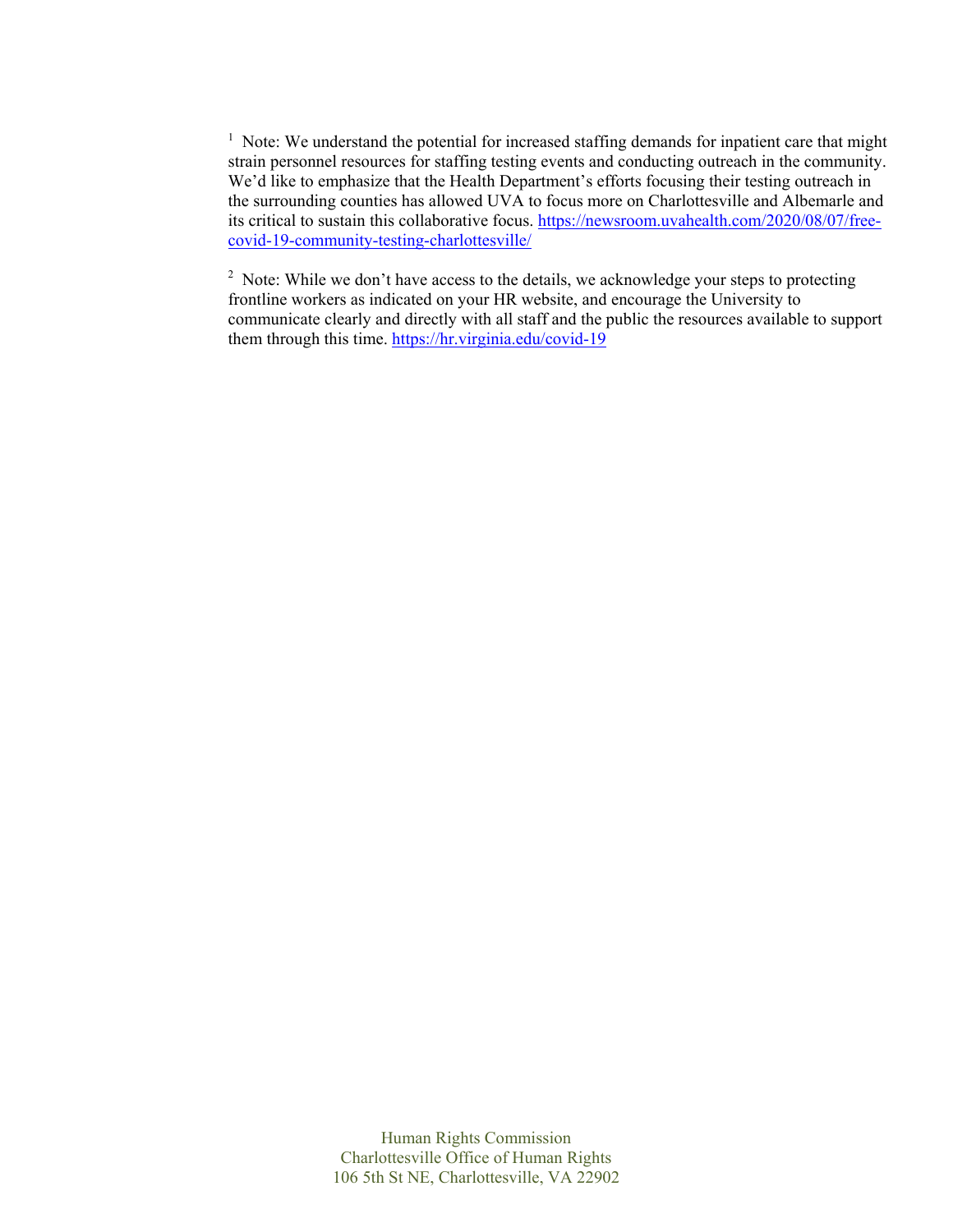[1] Note: We understand the potential for increased staffing demands for inpatient care that might strain personnel resources for staffing testing events and conducting outreach in the community. We'd like to emphasize that the Health Department's efforts focusing their testing outreach in the surrounding counties has allowed UVA to focus more on Charlottesville and Albemarle and its critical to sustain this collaborative focus. https://newsroom.uvahealth.com/2020/08/07/free-covid-19-community-testing-charlottesville/

[2] Note: While we don't have access to the details, we acknowledge your steps to protecting frontline workers as indicated on your HR website, and encourage the University to communicate clearly and directly with all staff and the public the resources available to support them through this time. https://hr.virginia.edu/covid-19

Human Rights Commission
Charlottesville Office of Human Rights
106 5th St NE, Charlottesville, VA 22902